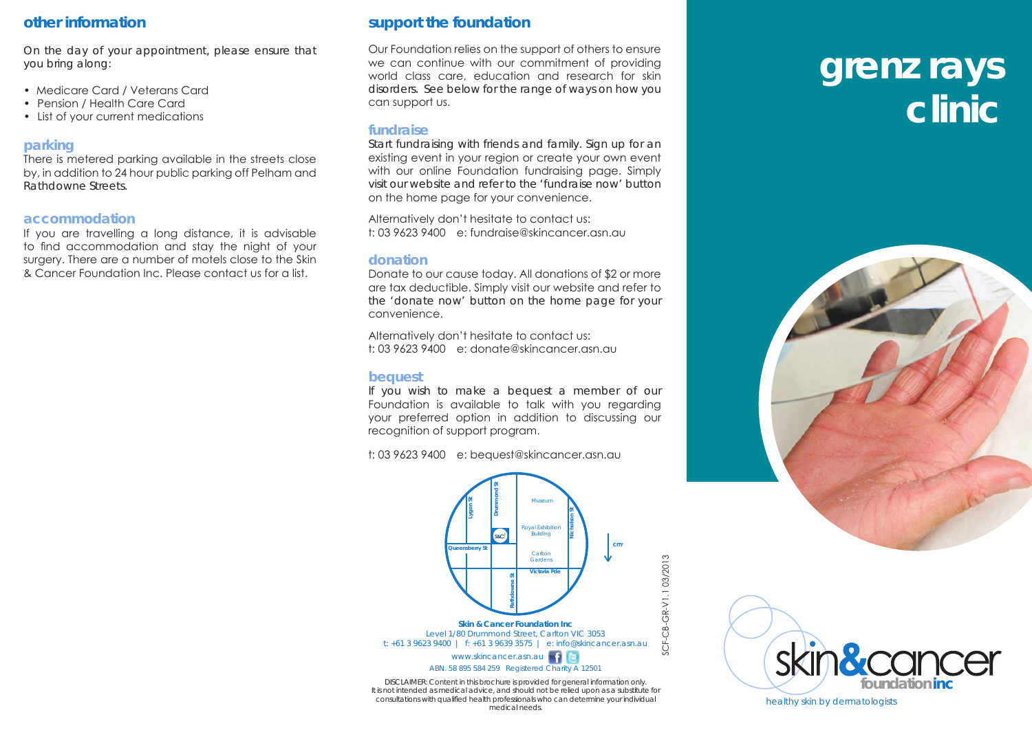## other information

On the day of your appointment, please ensure that you bring along:

- Medicare Card / Veterans Card
- Pension / Health Care Card
- List of your current medications

### parking

There is metered parking available in the streets close by, in addition to 24 hour public parking off Pelham and Rathdowne Streets.

### accommodation

If you are travelling a long distance, it is advisable to find accommodation and stay the night of your surgery. There are a number of motels close to the Skin & Cancer Foundation Inc. Please contact us for a list.

## support the foundation

Our Foundation relies on the support of others to ensure we can continue with our commitment of providing world class care, education and research for skin disorders. See below for the range of ways on how you can support us.

### fundraise

Start fundraising with friends and family. Sign up for an existing event in your region or create your own event with our online Foundation fundraising page. Simply visit our website and refer to the 'fundraise now' button on the home page for your convenience.

Alternatively don't hesitate to contact us:
t: 03 9623 9400 e: fundraise@skincancer.asn.au

### donation

Donate to our cause today. All donations of $2 or more are tax deductible. Simply visit our website and refer to the 'donate now' button on the home page for your convenience.

Alternatively don't hesitate to contact us:
t: 03 9623 9400 e: donate@skincancer.asn.au

### bequest

If you wish to make a bequest a member of our Foundation is available to talk with you regarding your preferred option in addition to discussing our recognition of support program.

t: 03 9623 9400 e: bequest@skincancer.asn.au

Lygon St, Drummond St, Museum, Nicholson St, Royal Exhibition Building, S&CF, Queensberry St, Carlton Gardens, Victoria Pde, Rathdowne St, CITY

**Skin & Cancer Foundation Inc**
Level 1/80 Drummond Street, Carlton VIC 3053
t: +61 3 9623 9400 | f: +61 3 9639 3575 | e: info@skincancer.asn.au
www.skincancer.asn.au
ABN. 58 895 584 259 Registered Charity A 12501

DISCLAIMER: Content in this brochure is provided for general information only. It is not intended as medical advice, and should not be relied upon as a substitute for consultations with qualified health professionals who can determine your individual medical needs.

SCF-CB-GR-V1.1 03/2013

# grenz rays clinic

skin&cancer foundation inc

healthy skin by dermatologists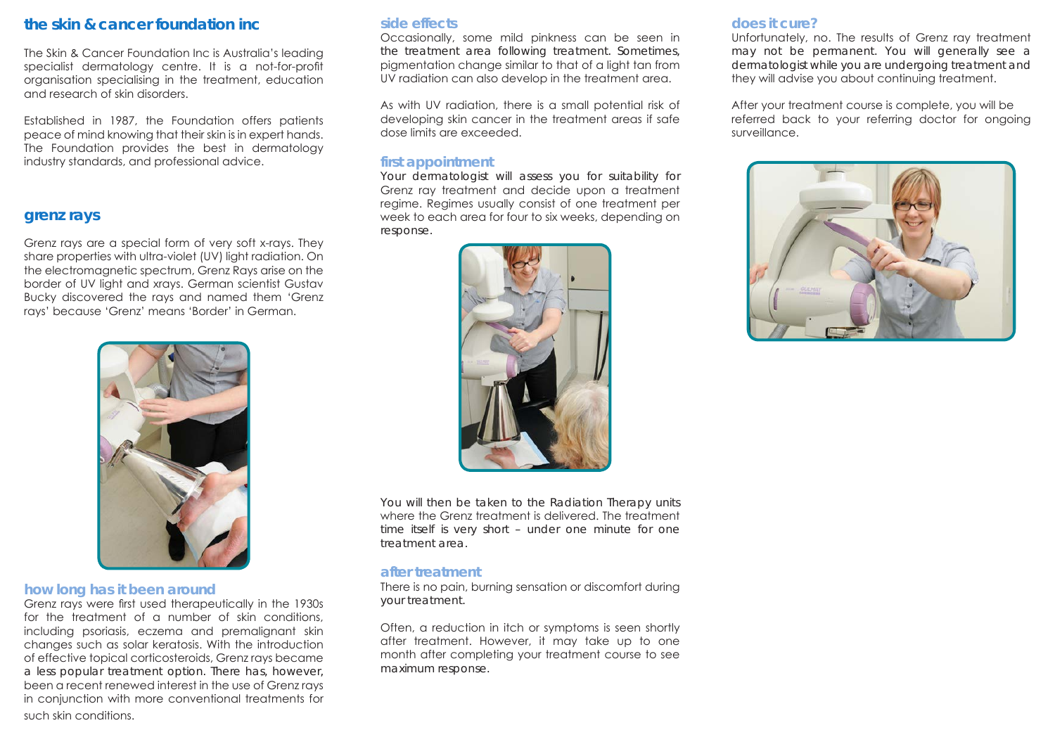## the skin & cancer foundation inc

The Skin & Cancer Foundation Inc is Australia's leading specialist dermatology centre. It is a not-for-profit organisation specialising in the treatment, education and research of skin disorders.

Established in 1987, the Foundation offers patients peace of mind knowing that their skin is in expert hands. The Foundation provides the best in dermatology industry standards, and professional advice.

## grenz rays

Grenz rays are a special form of very soft x-rays. They share properties with ultra-violet (UV) light radiation. On the electromagnetic spectrum, Grenz Rays arise on the border of UV light and xrays. German scientist Gustav Bucky discovered the rays and named them 'Grenz rays' because 'Grenz' means 'Border' in German.

## how long has it been around

Grenz rays were first used therapeutically in the 1930s for the treatment of a number of skin conditions, including psoriasis, eczema and premalignant skin changes such as solar keratosis. With the introduction of effective topical corticosteroids, Grenz rays became a less popular treatment option. There has, however, been a recent renewed interest in the use of Grenz rays in conjunction with more conventional treatments for such skin conditions.

## side effects

Occasionally, some mild pinkness can be seen in the treatment area following treatment. Sometimes, pigmentation change similar to that of a light tan from UV radiation can also develop in the treatment area.

As with UV radiation, there is a small potential risk of developing skin cancer in the treatment areas if safe dose limits are exceeded.

## first appointment

Your dermatologist will assess you for suitability for Grenz ray treatment and decide upon a treatment regime. Regimes usually consist of one treatment per week to each area for four to six weeks, depending on response.

You will then be taken to the Radiation Therapy units where the Grenz treatment is delivered. The treatment time itself is very short – under one minute for one treatment area.

## after treatment

There is no pain, burning sensation or discomfort during your treatment.

Often, a reduction in itch or symptoms is seen shortly after treatment. However, it may take up to one month after completing your treatment course to see maximum response.

## does it cure?

Unfortunately, no. The results of Grenz ray treatment may not be permanent. You will generally see a dermatologist while you are undergoing treatment and they will advise you about continuing treatment.

After your treatment course is complete, you will be referred back to your referring doctor for ongoing surveillance.